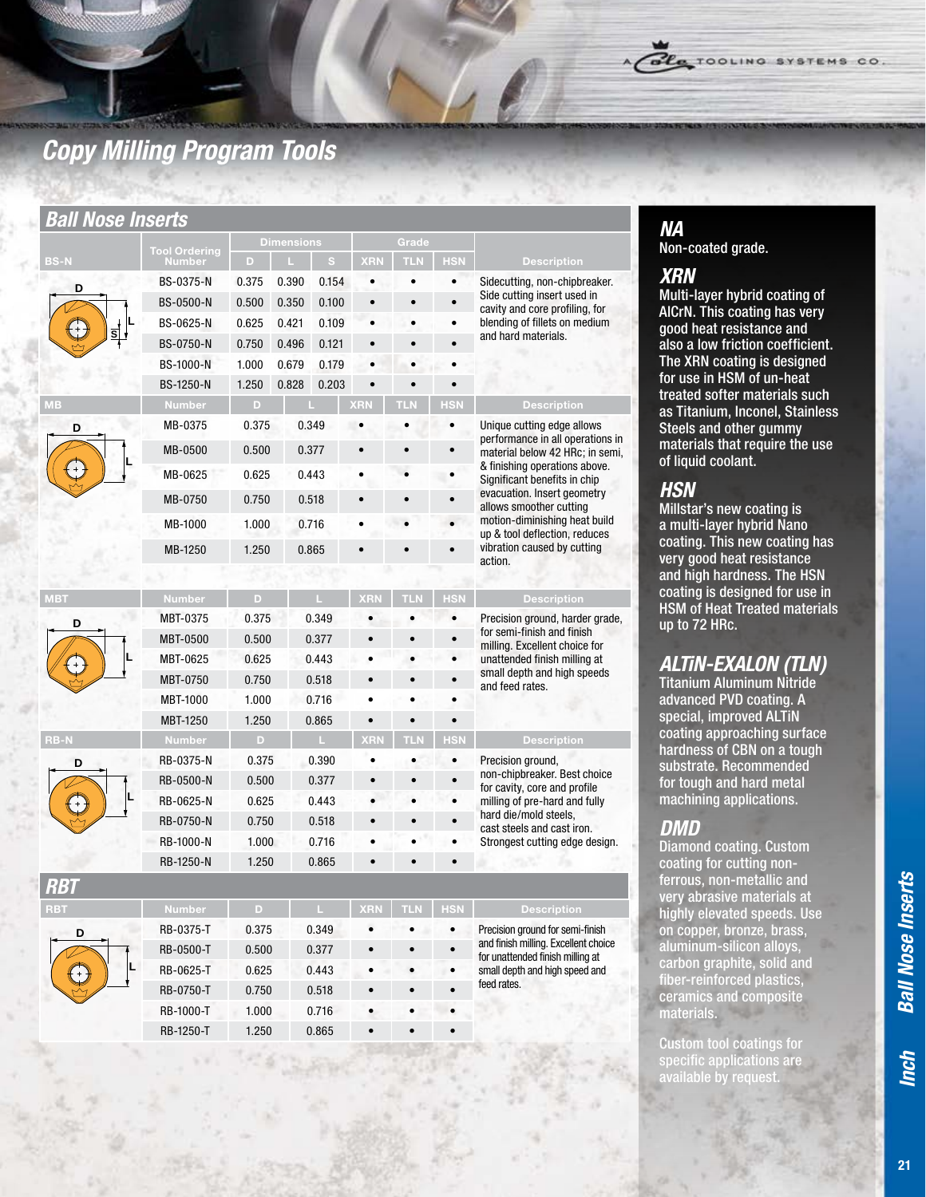# Copy Milling Program Tools

## Ball Nose Inserts

| BS-N | Tool Ordering Number | D | L | S | XRN | TLN | HSN | Description |
|---|---|---|---|---|---|---|---|---|
| | BS-0375-N | 0.375 | 0.390 | 0.154 | • | • | • | Sidecutting, non-chipbreaker. Side cutting insert used in cavity and core profiling, for blending of fillets on medium and hard materials. |
| | BS-0500-N | 0.500 | 0.350 | 0.100 | • | • | • | |
| | BS-0625-N | 0.625 | 0.421 | 0.109 | • | • | • | |
| | BS-0750-N | 0.750 | 0.496 | 0.121 | • | • | • | |
| | BS-1000-N | 1.000 | 0.679 | 0.179 | • | • | • | |
| | BS-1250-N | 1.250 | 0.828 | 0.203 | • | • | • | |

| MB | Number | D | L | XRN | TLN | HSN | Description |
|---|---|---|---|---|---|---|---|
| | MB-0375 | 0.375 | 0.349 | • | • | • | Unique cutting edge allows performance in all operations in material below 42 HRc; in semi, & finishing operations above. Significant benefits in chip evacuation. Insert geometry allows smoother cutting motion-diminishing heat build up & tool deflection, reduces vibration caused by cutting action. |
| | MB-0500 | 0.500 | 0.377 | • | • | • | |
| | MB-0625 | 0.625 | 0.443 | • | • | • | |
| | MB-0750 | 0.750 | 0.518 | • | • | • | |
| | MB-1000 | 1.000 | 0.716 | • | • | • | |
| | MB-1250 | 1.250 | 0.865 | • | • | • | |

| MBT | Number | D | L | XRN | TLN | HSN | Description |
|---|---|---|---|---|---|---|---|
| | MBT-0375 | 0.375 | 0.349 | • | • | • | Precision ground, harder grade, for semi-finish and finish milling. Excellent choice for unattended finish milling at small depth and high speeds and feed rates. |
| | MBT-0500 | 0.500 | 0.377 | • | • | • | |
| | MBT-0625 | 0.625 | 0.443 | • | • | • | |
| | MBT-0750 | 0.750 | 0.518 | • | • | • | |
| | MBT-1000 | 1.000 | 0.716 | • | • | • | |
| | MBT-1250 | 1.250 | 0.865 | • | • | • | |

| RB-N | Number | D | L | XRN | TLN | HSN | Description |
|---|---|---|---|---|---|---|---|
| | RB-0375-N | 0.375 | 0.390 | • | • | • | Precision ground, non-chipbreaker. Best choice for cavity, core and profile milling of pre-hard and fully hard die/mold steels, cast steels and cast iron. Strongest cutting edge design. |
| | RB-0500-N | 0.500 | 0.377 | • | • | • | |
| | RB-0625-N | 0.625 | 0.443 | • | • | • | |
| | RB-0750-N | 0.750 | 0.518 | • | • | • | |
| | RB-1000-N | 1.000 | 0.716 | • | • | • | |
| | RB-1250-N | 1.250 | 0.865 | • | • | • | |

## RBT

| RBT | Number | D | L | XRN | TLN | HSN | Description |
|---|---|---|---|---|---|---|---|
| | RB-0375-T | 0.375 | 0.349 | • | • | • | Precision ground for semi-finish and finish milling. Excellent choice for unattended finish milling at small depth and high speed and feed rates. |
| | RB-0500-T | 0.500 | 0.377 | • | • | • | |
| | RB-0625-T | 0.625 | 0.443 | • | • | • | |
| | RB-0750-T | 0.750 | 0.518 | • | • | • | |
| | RB-1000-T | 1.000 | 0.716 | • | • | • | |
| | RB-1250-T | 1.250 | 0.865 | • | • | • | |

### NA
Non-coated grade.

### XRN
Multi-layer hybrid coating of AlCrN. This coating has very good heat resistance and also a low friction coefficient. The XRN coating is designed for use in HSM of un-heat treated softer materials such as Titanium, Inconel, Stainless Steels and other gummy materials that require the use of liquid coolant.

### HSN
Millstar's new coating is a multi-layer hybrid Nano coating. This new coating has very good heat resistance and high hardness. The HSN coating is designed for use in HSM of Heat Treated materials up to 72 HRc.

### ALTiN-EXALON (TLN)
Titanium Aluminum Nitride advanced PVD coating. A special, improved ALTiN coating approaching surface hardness of CBN on a tough substrate. Recommended for tough and hard metal machining applications.

### DMD
Diamond coating. Custom coating for cutting non-ferrous, non-metallic and very abrasive materials at highly elevated speeds. Use on copper, bronze, brass, aluminum-silicon alloys, carbon graphite, solid and fiber-reinforced plastics, ceramics and composite materials.

Custom tool coatings for specific applications are available by request.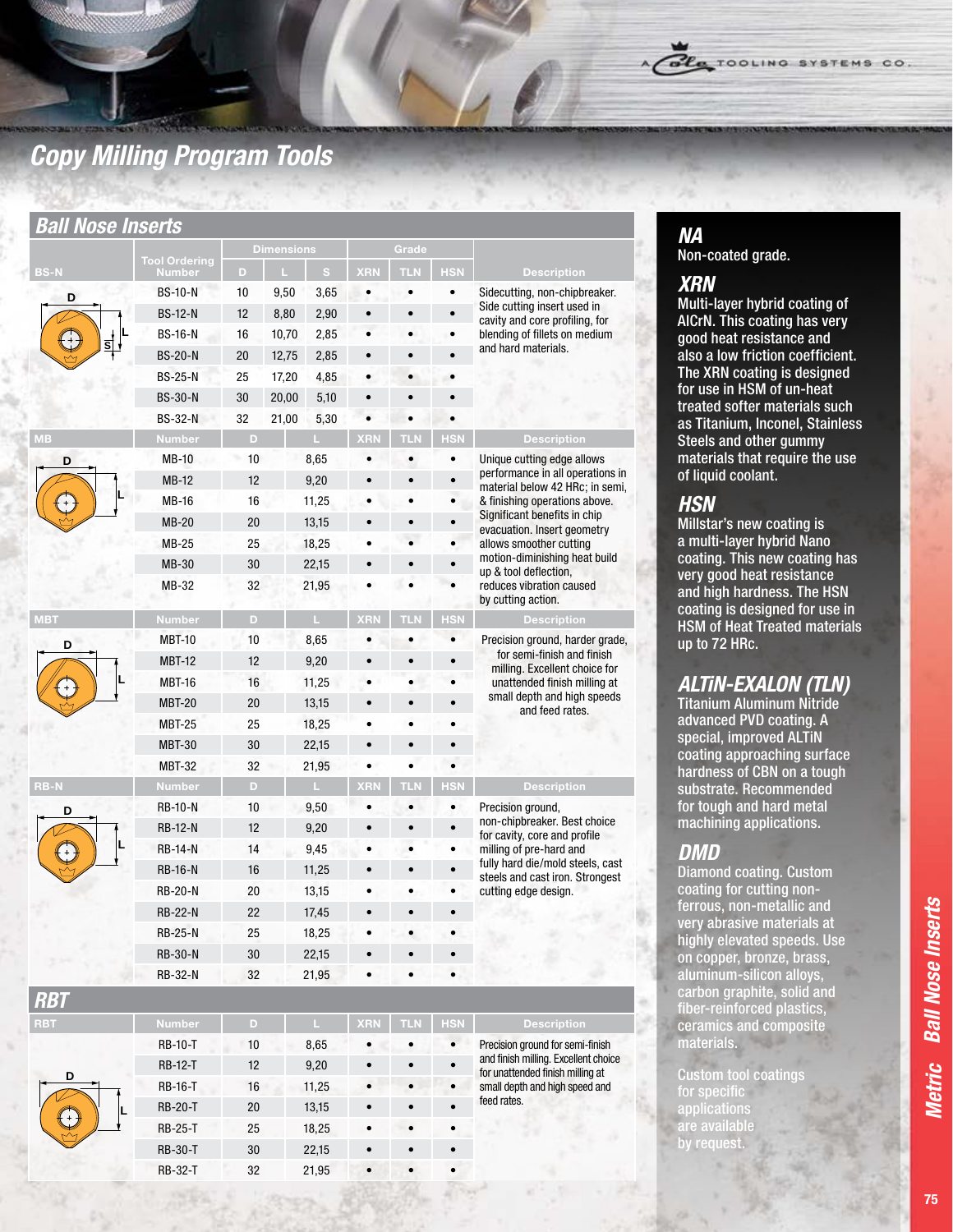# Copy Milling Program Tools

## Ball Nose Inserts

| BS-N | Tool Ordering Number | D | L | S | XRN | TLN | HSN | Description |
|---|---|---|---|---|---|---|---|---|
| | BS-10-N | 10 | 9,50 | 3,65 | • | • | • | Sidecutting, non-chipbreaker. Side cutting insert used in cavity and core profiling, for blending of fillets on medium and hard materials. |
| | BS-12-N | 12 | 8,80 | 2,90 | • | • | • | |
| | BS-16-N | 16 | 10,70 | 2,85 | • | • | • | |
| | BS-20-N | 20 | 12,75 | 2,85 | • | • | • | |
| | BS-25-N | 25 | 17,20 | 4,85 | • | • | • | |
| | BS-30-N | 30 | 20,00 | 5,10 | • | • | • | |
| | BS-32-N | 32 | 21,00 | 5,30 | • | • | • | |

| MB | Number | D | L | XRN | TLN | HSN | Description |
|---|---|---|---|---|---|---|---|
| | MB-10 | 10 | 8,65 | • | • | • | Unique cutting edge allows performance in all operations in material below 42 HRc; in semi, & finishing operations above. Significant benefits in chip evacuation. Insert geometry allows smoother cutting motion-diminishing heat build up & tool deflection, reduces vibration caused by cutting action. |
| | MB-12 | 12 | 9,20 | • | • | • | |
| | MB-16 | 16 | 11,25 | • | • | • | |
| | MB-20 | 20 | 13,15 | • | • | • | |
| | MB-25 | 25 | 18,25 | • | • | • | |
| | MB-30 | 30 | 22,15 | • | • | • | |
| | MB-32 | 32 | 21,95 | • | • | • | |

| MBT | Number | D | L | XRN | TLN | HSN | Description |
|---|---|---|---|---|---|---|---|
| | MBT-10 | 10 | 8,65 | • | • | • | Precision ground, harder grade, for semi-finish and finish milling. Excellent choice for unattended finish milling at small depth and high speeds and feed rates. |
| | MBT-12 | 12 | 9,20 | • | • | • | |
| | MBT-16 | 16 | 11,25 | • | • | • | |
| | MBT-20 | 20 | 13,15 | • | • | • | |
| | MBT-25 | 25 | 18,25 | • | • | • | |
| | MBT-30 | 30 | 22,15 | • | • | • | |
| | MBT-32 | 32 | 21,95 | • | • | • | |

| RB-N | Number | D | L | XRN | TLN | HSN | Description |
|---|---|---|---|---|---|---|---|
| | RB-10-N | 10 | 9,50 | • | • | • | Precision ground, non-chipbreaker. Best choice for cavity, core and profile milling of pre-hard and fully hard die/mold steels, cast steels and cast iron. Strongest cutting edge design. |
| | RB-12-N | 12 | 9,20 | • | • | • | |
| | RB-14-N | 14 | 9,45 | • | • | • | |
| | RB-16-N | 16 | 11,25 | • | • | • | |
| | RB-20-N | 20 | 13,15 | • | • | • | |
| | RB-22-N | 22 | 17,45 | • | • | • | |
| | RB-25-N | 25 | 18,25 | • | • | • | |
| | RB-30-N | 30 | 22,15 | • | • | • | |
| | RB-32-N | 32 | 21,95 | • | • | • | |

## RBT

| RBT | Number | D | L | XRN | TLN | HSN | Description |
|---|---|---|---|---|---|---|---|
| | RB-10-T | 10 | 8,65 | • | • | • | Precision ground for semi-finish and finish milling. Excellent choice for unattended finish milling at small depth and high speed and feed rates. |
| | RB-12-T | 12 | 9,20 | • | • | • | |
| | RB-16-T | 16 | 11,25 | • | • | • | |
| | RB-20-T | 20 | 13,15 | • | • | • | |
| | RB-25-T | 25 | 18,25 | • | • | • | |
| | RB-30-T | 30 | 22,15 | • | • | • | |
| | RB-32-T | 32 | 21,95 | • | • | • | |

### NA
Non-coated grade.

### XRN
Multi-layer hybrid coating of AlCrN. This coating has very good heat resistance and also a low friction coefficient. The XRN coating is designed for use in HSM of un-heat treated softer materials such as Titanium, Inconel, Stainless Steels and other gummy materials that require the use of liquid coolant.

### HSN
Millstar's new coating is a multi-layer hybrid Nano coating. This new coating has very good heat resistance and high hardness. The HSN coating is designed for use in HSM of Heat Treated materials up to 72 HRc.

### ALTiN-EXALON (TLN)
Titanium Aluminum Nitride advanced PVD coating. A special, improved ALTiN coating approaching surface hardness of CBN on a tough substrate. Recommended for tough and hard metal machining applications.

### DMD
Diamond coating. Custom coating for cutting non-ferrous, non-metallic and very abrasive materials at highly elevated speeds. Use on copper, bronze, brass, aluminum-silicon alloys, carbon graphite, solid and fiber-reinforced plastics, ceramics and composite materials.

Custom tool coatings for specific applications are available by request.